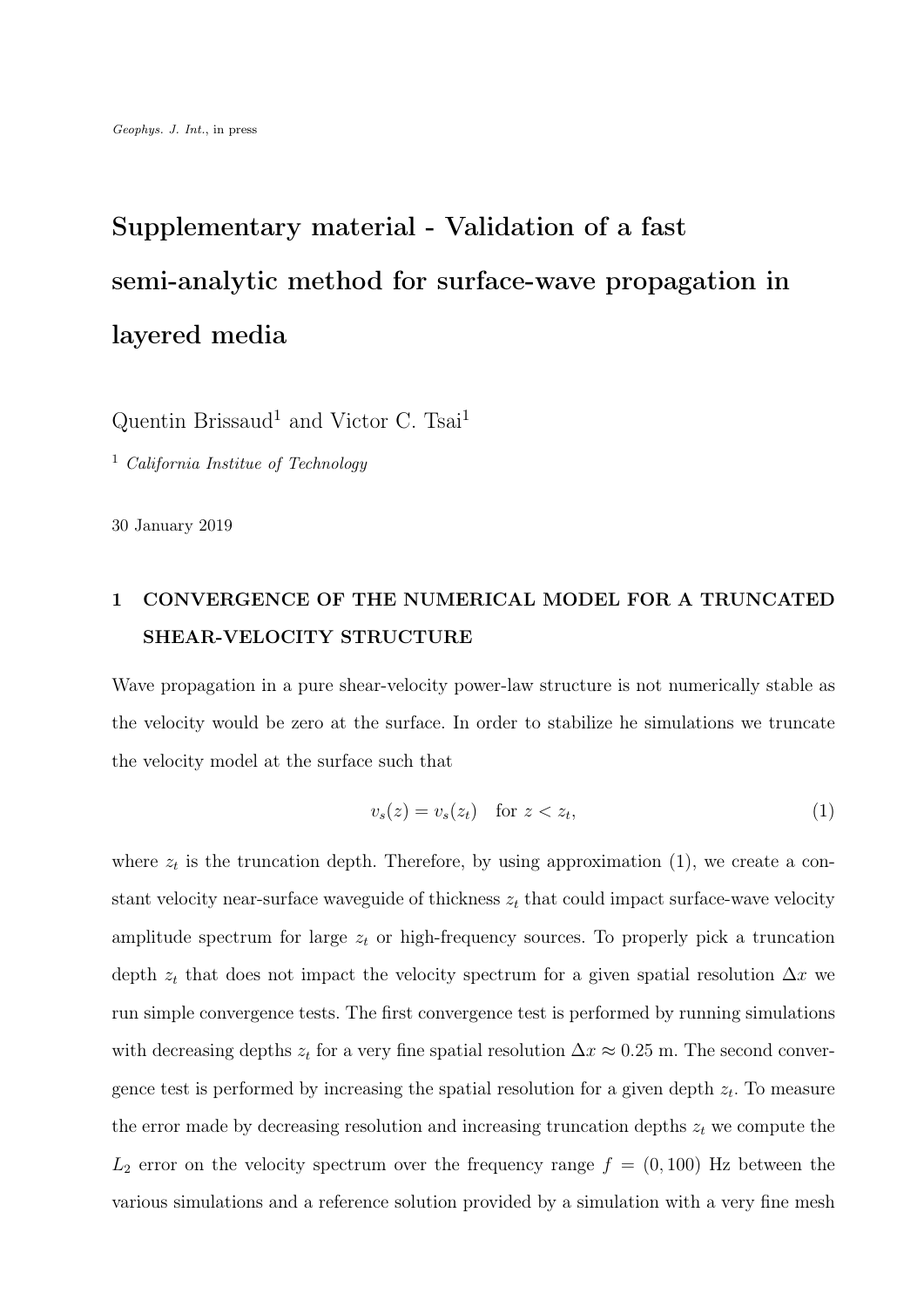Geophys. J. Int., in press

# Supplementary material - Validation of a fast semi-analytic method for surface-wave propagation in layered media

Quentin Brissaud[1] and Victor C. Tsai[1]

[1] *California Institue of Technology*

30 January 2019

## 1 CONVERGENCE OF THE NUMERICAL MODEL FOR A TRUNCATED SHEAR-VELOCITY STRUCTURE

Wave propagation in a pure shear-velocity power-law structure is not numerically stable as the velocity would be zero at the surface. In order to stabilize he simulations we truncate the velocity model at the surface such that

$$v_s(z) = v_s(z_t) \quad \text{for } z < z_t, \tag{1}$$

where $z_t$ is the truncation depth. Therefore, by using approximation (1), we create a constant velocity near-surface waveguide of thickness $z_t$ that could impact surface-wave velocity amplitude spectrum for large $z_t$ or high-frequency sources. To properly pick a truncation depth $z_t$ that does not impact the velocity spectrum for a given spatial resolution $\Delta x$ we run simple convergence tests. The first convergence test is performed by running simulations with decreasing depths $z_t$ for a very fine spatial resolution $\Delta x \approx 0.25$ m. The second convergence test is performed by increasing the spatial resolution for a given depth $z_t$. To measure the error made by decreasing resolution and increasing truncation depths $z_t$ we compute the $L_2$ error on the velocity spectrum over the frequency range $f = (0, 100)$ Hz between the various simulations and a reference solution provided by a simulation with a very fine mesh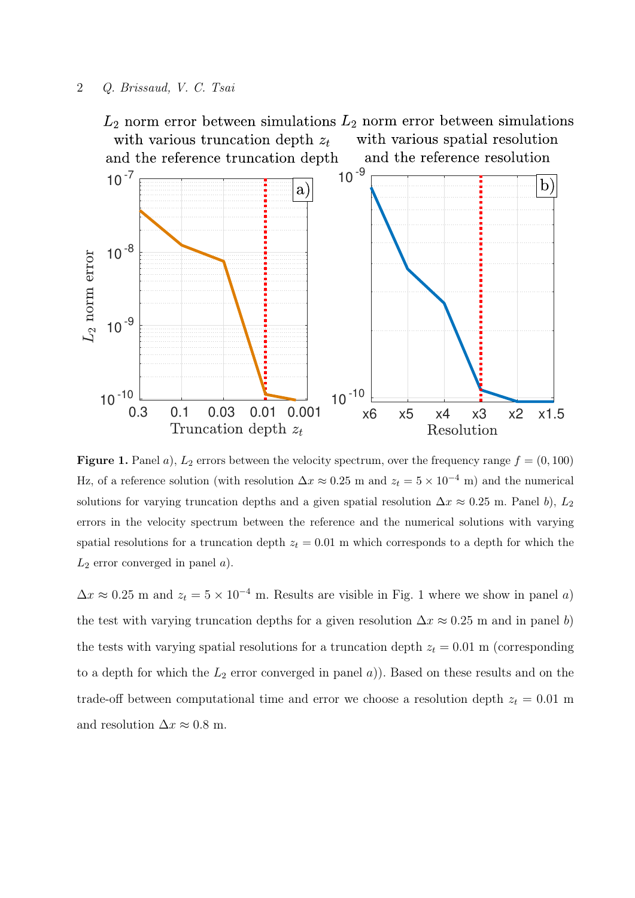**Figure 1.** Panel $a$), $L_2$ errors between the velocity spectrum, over the frequency range $f = (0, 100)$ Hz, of a reference solution (with resolution $\Delta x \approx 0.25$ m and $z_t = 5 \times 10^{-4}$ m) and the numerical solutions for varying truncation depths and a given spatial resolution $\Delta x \approx 0.25$ m. Panel $b$), $L_2$ errors in the velocity spectrum between the reference and the numerical solutions with varying spatial resolutions for a truncation depth $z_t = 0.01$ m which corresponds to a depth for which the $L_2$ error converged in panel $a$).

$\Delta x \approx 0.25$ m and $z_t = 5 \times 10^{-4}$ m. Results are visible in Fig. 1 where we show in panel $a$) the test with varying truncation depths for a given resolution $\Delta x \approx 0.25$ m and in panel $b$) the tests with varying spatial resolutions for a truncation depth $z_t = 0.01$ m (corresponding to a depth for which the $L_2$ error converged in panel $a$)). Based on these results and on the trade-off between computational time and error we choose a resolution depth $z_t = 0.01$ m and resolution $\Delta x \approx 0.8$ m.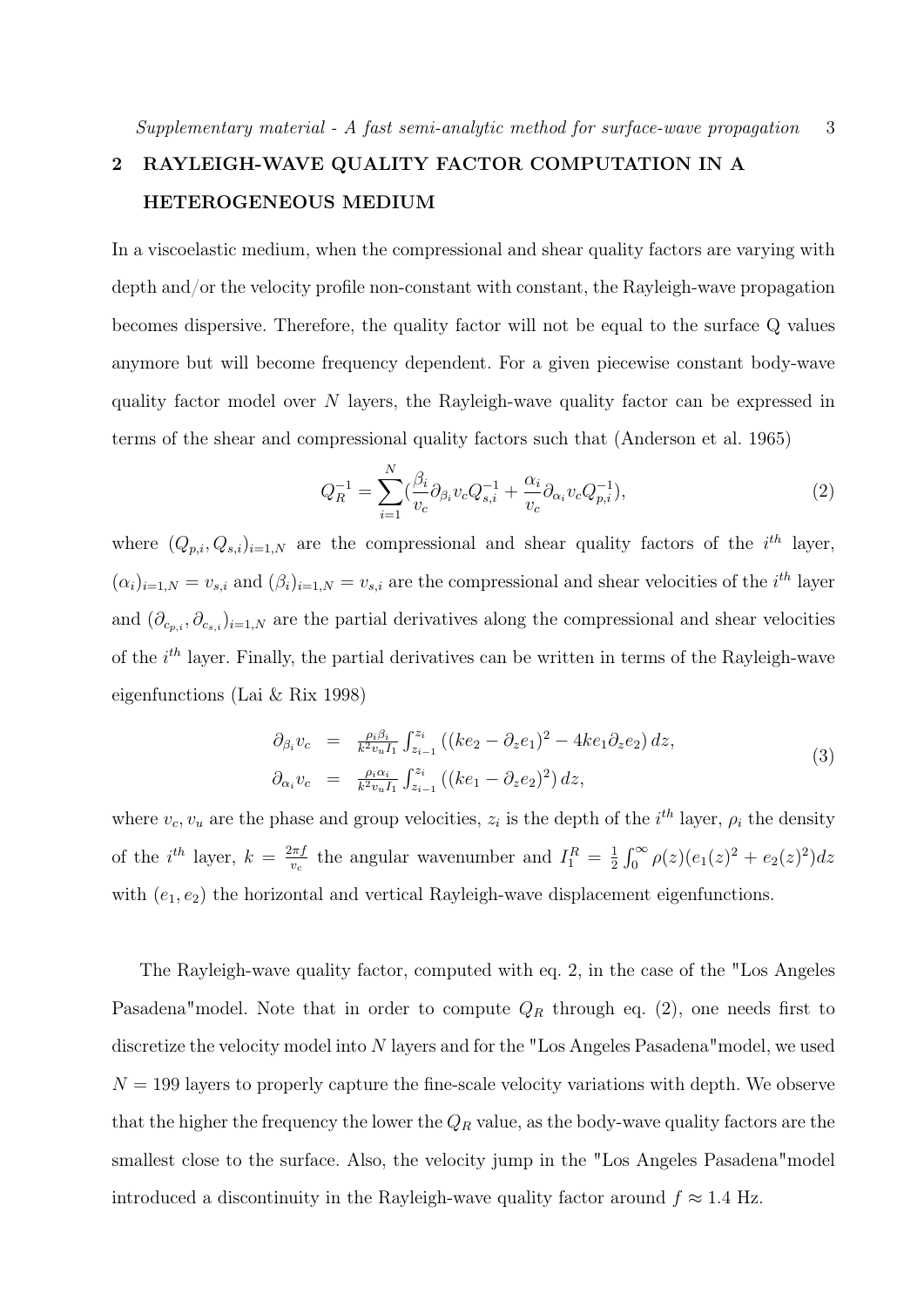## 2 RAYLEIGH-WAVE QUALITY FACTOR COMPUTATION IN A HETEROGENEOUS MEDIUM

In a viscoelastic medium, when the compressional and shear quality factors are varying with depth and/or the velocity profile non-constant with constant, the Rayleigh-wave propagation becomes dispersive. Therefore, the quality factor will not be equal to the surface Q values anymore but will become frequency dependent. For a given piecewise constant body-wave quality factor model over $N$ layers, the Rayleigh-wave quality factor can be expressed in terms of the shear and compressional quality factors such that (Anderson et al. 1965)

$$Q_R^{-1} = \sum_{i=1}^{N} \left(\frac{\beta_i}{v_c} \partial_{\beta_i} v_c Q_{s,i}^{-1} + \frac{\alpha_i}{v_c} \partial_{\alpha_i} v_c Q_{p,i}^{-1}\right), \tag{2}$$

where $(Q_{p,i}, Q_{s,i})_{i=1,N}$ are the compressional and shear quality factors of the $i^{th}$ layer, $(\alpha_i)_{i=1,N} = v_{s,i}$ and $(\beta_i)_{i=1,N} = v_{s,i}$ are the compressional and shear velocities of the $i^{th}$ layer and $(\partial_{c_{p,i}}, \partial_{c_{s,i}})_{i=1,N}$ are the partial derivatives along the compressional and shear velocities of the $i^{th}$ layer. Finally, the partial derivatives can be written in terms of the Rayleigh-wave eigenfunctions (Lai & Rix 1998)

$$\begin{aligned}
\partial_{\beta_i} v_c &= \frac{\rho_i \beta_i}{k^2 v_u I_1} \int_{z_{i-1}}^{z_i} \left((k e_2 - \partial_z e_1)^2 - 4 k e_1 \partial_z e_2\right) dz, \\
\partial_{\alpha_i} v_c &= \frac{\rho_i \alpha_i}{k^2 v_u I_1} \int_{z_{i-1}}^{z_i} \left((k e_1 - \partial_z e_2)^2\right) dz,
\end{aligned} \tag{3}$$

where $v_c, v_u$ are the phase and group velocities, $z_i$ is the depth of the $i^{th}$ layer, $\rho_i$ the density of the $i^{th}$ layer, $k = \frac{2\pi f}{v_c}$ the angular wavenumber and $I_1^R = \frac{1}{2}\int_0^\infty \rho(z)(e_1(z)^2 + e_2(z)^2)dz$ with $(e_1, e_2)$ the horizontal and vertical Rayleigh-wave displacement eigenfunctions.

The Rayleigh-wave quality factor, computed with eq. 2, in the case of the "Los Angeles Pasadena"model. Note that in order to compute $Q_R$ through eq. (2), one needs first to discretize the velocity model into $N$ layers and for the "Los Angeles Pasadena"model, we used $N = 199$ layers to properly capture the fine-scale velocity variations with depth. We observe that the higher the frequency the lower the $Q_R$ value, as the body-wave quality factors are the smallest close to the surface. Also, the velocity jump in the "Los Angeles Pasadena"model introduced a discontinuity in the Rayleigh-wave quality factor around $f \approx 1.4$ Hz.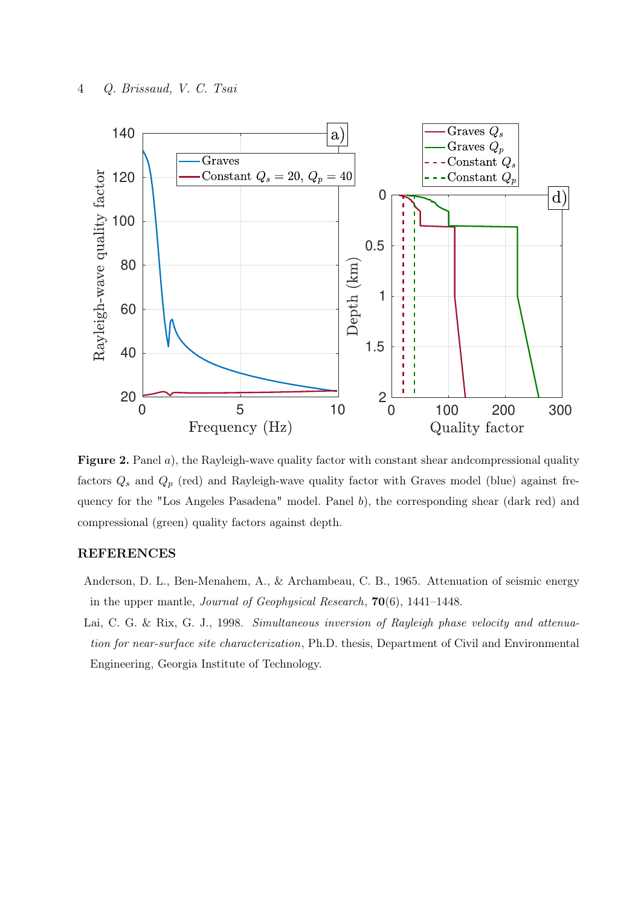Rayleigh-wave quality factor

140
120
100
80
60
40
20

0
5
10

Frequency (Hz)

Graves
Constant $Q_s = 20$, $Q_p = 40$

a)

Graves $Q_s$
Graves $Q_p$
Constant $Q_s$
Constant $Q_p$

d)

Depth (km)

0
0.5
1
1.5
2

0
100
200
300

Quality factor

**Figure 2.** Panel *a*), the Rayleigh-wave quality factor with constant shear andcompressional quality factors $Q_s$ and $Q_p$ (red) and Rayleigh-wave quality factor with Graves model (blue) against frequency for the "Los Angeles Pasadena" model. Panel *b*), the corresponding shear (dark red) and compressional (green) quality factors against depth.

## REFERENCES

Anderson, D. L., Ben-Menahem, A., & Archambeau, C. B., 1965. Attenuation of seismic energy in the upper mantle, *Journal of Geophysical Research*, **70**(6), 1441–1448.

Lai, C. G. & Rix, G. J., 1998. *Simultaneous inversion of Rayleigh phase velocity and attenuation for near-surface site characterization*, Ph.D. thesis, Department of Civil and Environmental Engineering, Georgia Institute of Technology.